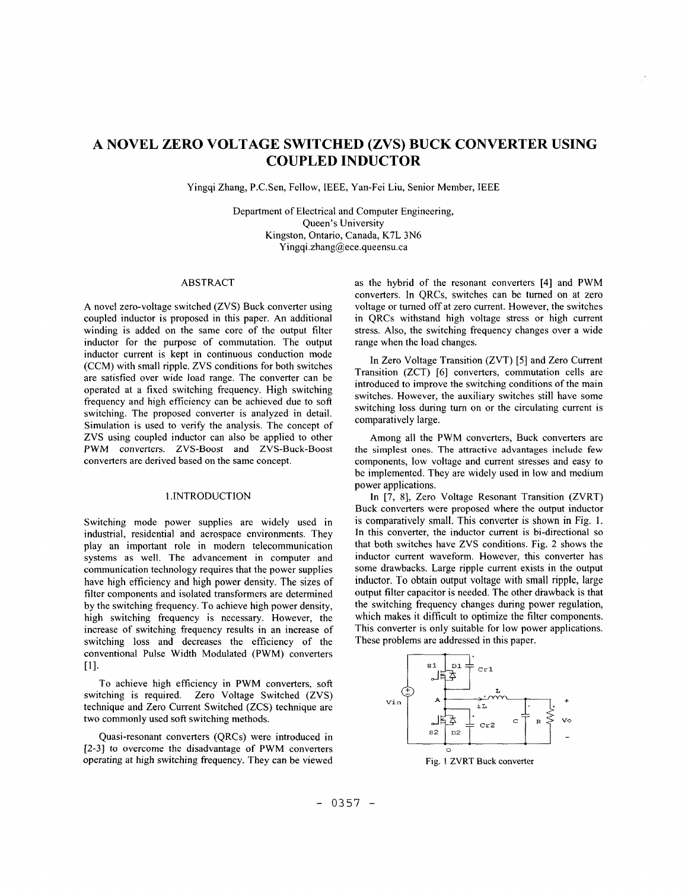# A NOVEL ZERO VOLTAGE SWITCHED (ZVS) BUCK CONVERTER USING COUPLED INDUCTOR

Yingqi Zhang, P.C.Sen, Fellow, IEEE, Yan-Fei Liu, Senior Member, IEEE

Department of Electrical and Computer Engineering,
Queen's University
Kingston, Ontario, Canada, K7L 3N6
Yingqi.zhang@ece.queensu.ca

## ABSTRACT

A novel zero-voltage switched (ZVS) Buck converter using coupled inductor is proposed in this paper. An additional winding is added on the same core of the output filter inductor for the purpose of commutation. The output inductor current is kept in continuous conduction mode (CCM) with small ripple. ZVS conditions for both switches are satisfied over wide load range. The converter can be operated at a fixed switching frequency. High switching frequency and high efficiency can be achieved due to soft switching. The proposed converter is analyzed in detail. Simulation is used to verify the analysis. The concept of ZVS using coupled inductor can also be applied to other PWM converters. ZVS-Boost and ZVS-Buck-Boost converters are derived based on the same concept.

## 1. INTRODUCTION

Switching mode power supplies are widely used in industrial, residential and aerospace environments. They play an important role in modern telecommunication systems as well. The advancement in computer and communication technology requires that the power supplies have high efficiency and high power density. The sizes of filter components and isolated transformers are determined by the switching frequency. To achieve high power density, high switching frequency is necessary. However, the increase of switching frequency results in an increase of switching loss and decreases the efficiency of the conventional Pulse Width Modulated (PWM) converters [1].

To achieve high efficiency in PWM converters, soft switching is required. Zero Voltage Switched (ZVS) technique and Zero Current Switched (ZCS) technique are two commonly used soft switching methods.

Quasi-resonant converters (QRCs) were introduced in [2-3] to overcome the disadvantage of PWM converters operating at high switching frequency. They can be viewed as the hybrid of the resonant converters [4] and PWM converters. In QRCs, switches can be turned on at zero voltage or turned off at zero current. However, the switches in QRCs withstand high voltage stress or high current stress. Also, the switching frequency changes over a wide range when the load changes.

In Zero Voltage Transition (ZVT) [5] and Zero Current Transition (ZCT) [6] converters, commutation cells are introduced to improve the switching conditions of the main switches. However, the auxiliary switches still have some switching loss during turn on or the circulating current is comparatively large.

Among all the PWM converters, Buck converters are the simplest ones. The attractive advantages include few components, low voltage and current stresses and easy to be implemented. They are widely used in low and medium power applications.

In [7, 8], Zero Voltage Resonant Transition (ZVRT) Buck converters were proposed where the output inductor is comparatively small. This converter is shown in Fig. 1. In this converter, the inductor current is bi-directional so that both switches have ZVS conditions. Fig. 2 shows the inductor current waveform. However, this converter has some drawbacks. Large ripple current exists in the output inductor. To obtain output voltage with small ripple, large output filter capacitor is needed. The other drawback is that the switching frequency changes during power regulation, which makes it difficult to optimize the filter components. This converter is only suitable for low power applications. These problems are addressed in this paper.

S1 D1 Cr1 Vin A L iL C R Vo S2 D2 Cr2 O

Fig. 1 ZVRT Buck converter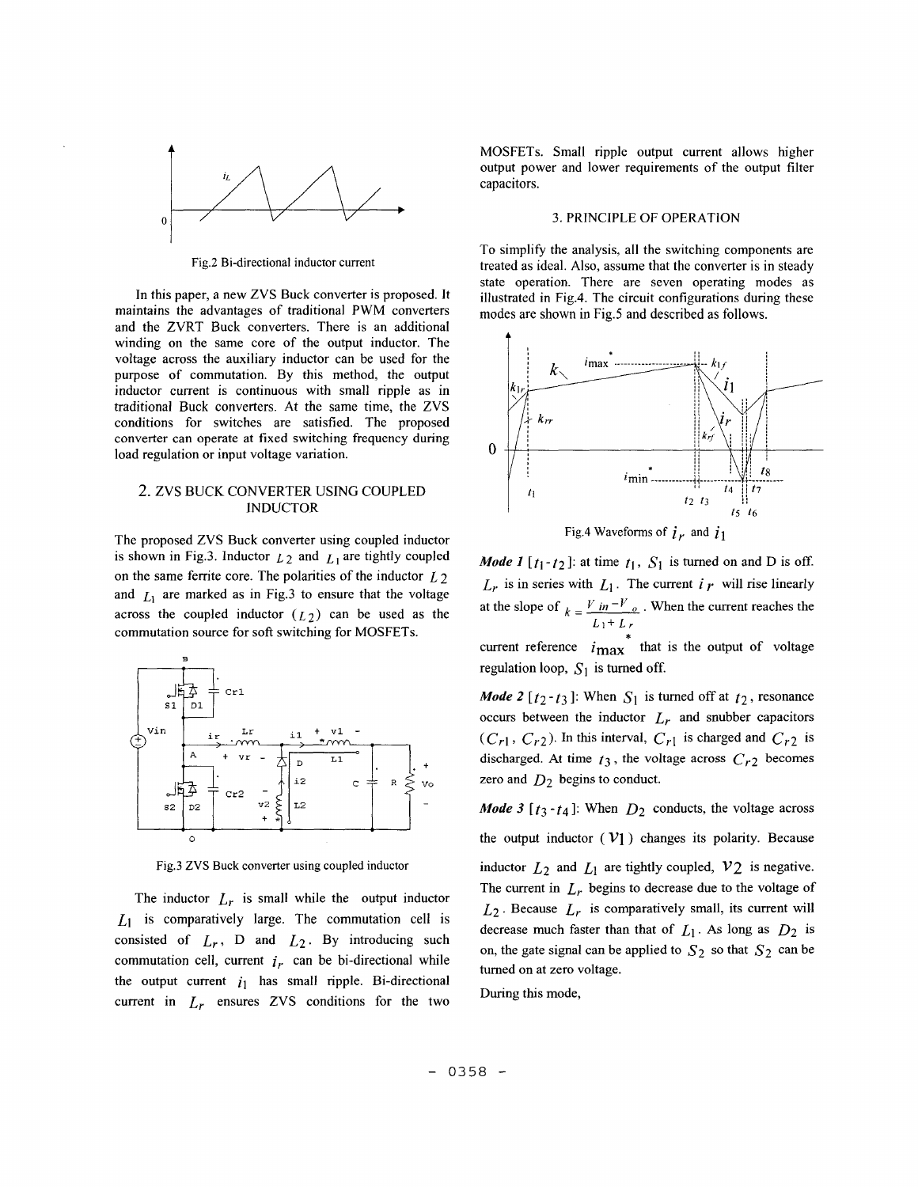$i_L$

0

Fig.2 Bi-directional inductor current

In this paper, a new ZVS Buck converter is proposed. It maintains the advantages of traditional PWM converters and the ZVRT Buck converters. There is an additional winding on the same core of the output inductor. The voltage across the auxiliary inductor can be used for the purpose of commutation. By this method, the output inductor current is continuous with small ripple as in traditional Buck converters. At the same time, the ZVS conditions for switches are satisfied. The proposed converter can operate at fixed switching frequency during load regulation or input voltage variation.

## 2. ZVS BUCK CONVERTER USING COUPLED INDUCTOR

The proposed ZVS Buck converter using coupled inductor is shown in Fig.3. Inductor $L_2$ and $L_1$ are tightly coupled on the same ferrite core. The polarities of the inductor $L_2$ and $L_1$ are marked as in Fig.3 to ensure that the voltage across the coupled inductor ($L_2$) can be used as the commutation source for soft switching for MOSFETs.

B

Cr1

S1 D1

Vin

ir Lr

i1 + v1 -

A + vr -

D L1

i2

Cr2

C R Vo

S2 D2

v2 L2

O

Fig.3 ZVS Buck converter using coupled inductor

The inductor $L_r$ is small while the output inductor $L_1$ is comparatively large. The commutation cell is consisted of $L_r$, D and $L_2$. By introducing such commutation cell, current $i_r$ can be bi-directional while the output current $i_1$ has small ripple. Bi-directional current in $L_r$ ensures ZVS conditions for the two MOSFETs. Small ripple output current allows higher output power and lower requirements of the output filter capacitors.

## 3. PRINCIPLE OF OPERATION

To simplify the analysis, all the switching components are treated as ideal. Also, assume that the converter is in steady state operation. There are seven operating modes as illustrated in Fig.4. The circuit configurations during these modes are shown in Fig.5 and described as follows.

$i_{max}^*$

$k$

$k_{1f}$

$k_{1r}$

$i_1$

$k_{rr}$

$i_r$

$k_{rf}$

0

$t_8$

$i_{min}^*$

$t_4$

$t_7$

$t_1$

$t_2$ $t_3$

$t_5$ $t_6$

Fig.4 Waveforms of $i_r$ and $i_1$

***Mode 1*** $[t_1 - t_2]$: at time $t_1$, $S_1$ is turned on and D is off. $L_r$ is in series with $L_1$. The current $i_r$ will rise linearly at the slope of $k = \frac{V_{in} - V_o}{L_1 + L_r}$. When the current reaches the current reference $i_{max}^*$ that is the output of voltage regulation loop, $S_1$ is turned off.

***Mode 2*** $[t_2 - t_3]$: When $S_1$ is turned off at $t_2$, resonance occurs between the inductor $L_r$ and snubber capacitors ($C_{r1}$, $C_{r2}$). In this interval, $C_{r1}$ is charged and $C_{r2}$ is discharged. At time $t_3$, the voltage across $C_{r2}$ becomes zero and $D_2$ begins to conduct.

***Mode 3*** $[t_3 - t_4]$: When $D_2$ conducts, the voltage across the output inductor ($v_1$) changes its polarity. Because inductor $L_2$ and $L_1$ are tightly coupled, $v_2$ is negative. The current in $L_r$ begins to decrease due to the voltage of $L_2$. Because $L_r$ is comparatively small, its current will decrease much faster than that of $L_1$. As long as $D_2$ is on, the gate signal can be applied to $S_2$ so that $S_2$ can be turned on at zero voltage.

During this mode,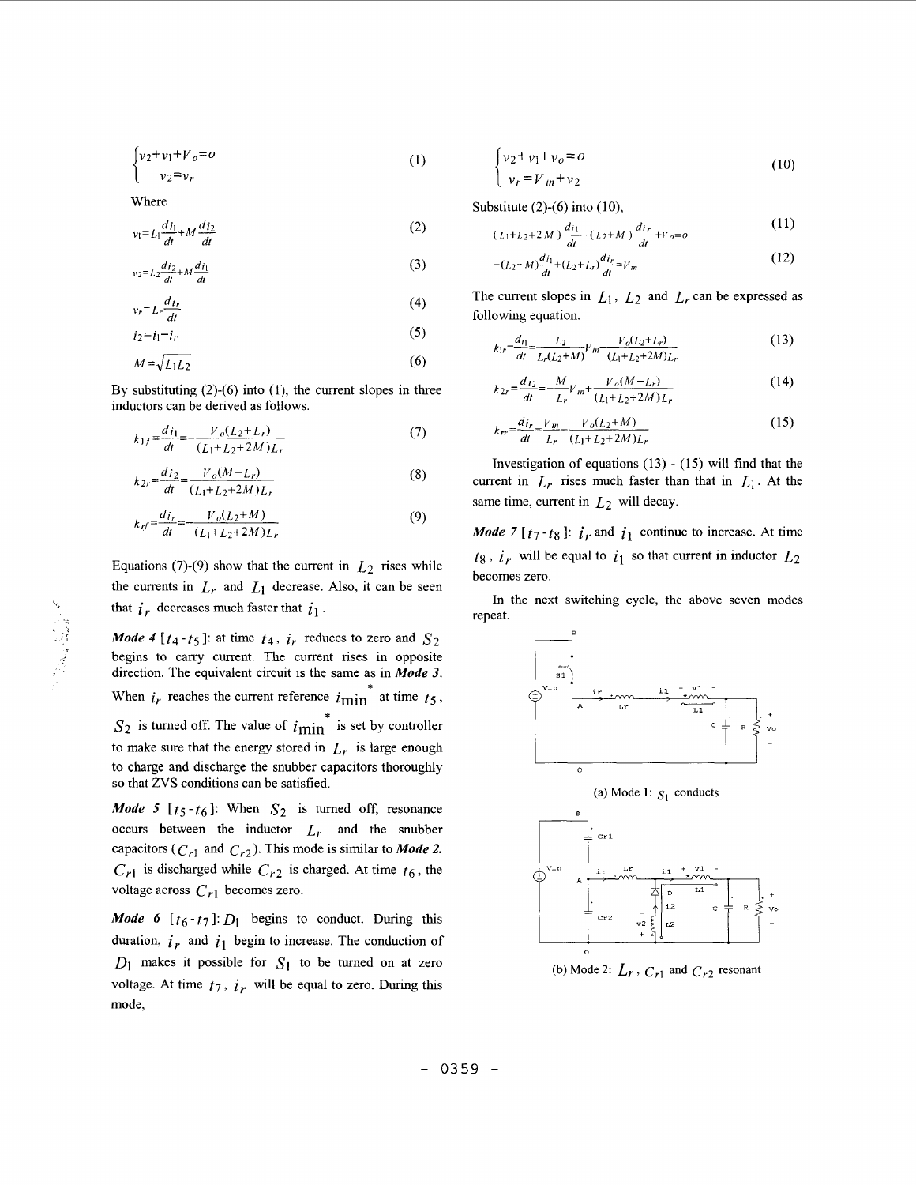$$\begin{cases} v_2+v_1+V_o=o \\ v_2=v_r \end{cases} \tag{1}$$

Where

$$v_1=L_1\frac{di_1}{dt}+M\frac{di_2}{dt} \tag{2}$$

$$v_2=L_2\frac{di_2}{dt}+M\frac{di_1}{dt} \tag{3}$$

$$v_r=L_r\frac{di_r}{dt} \tag{4}$$

$$i_2=i_1-i_r \tag{5}$$

$$M=\sqrt{L_1L_2} \tag{6}$$

By substituting (2)-(6) into (1), the current slopes in three inductors can be derived as follows.

$$k_{1f}=\frac{di_1}{dt}=-\frac{V_o(L_2+L_r)}{(L_1+L_2+2M)L_r} \tag{7}$$

$$k_{2r}=\frac{di_2}{dt}=\frac{V_o(M-L_r)}{(L_1+L_2+2M)L_r} \tag{8}$$

$$k_{rf}=\frac{di_r}{dt}=-\frac{V_o(L_2+M)}{(L_1+L_2+2M)L_r} \tag{9}$$

Equations (7)-(9) show that the current in $L_2$ rises while the currents in $L_r$ and $L_1$ decrease. Also, it can be seen that $i_r$ decreases much faster that $i_1$.

***Mode 4*** [$t_4$-$t_5$]: at time $t_4$, $i_r$ reduces to zero and $S_2$ begins to carry current. The current rises in opposite direction. The equivalent circuit is the same as in ***Mode 3***. When $i_r$ reaches the current reference $i_{\min}^*$ at time $t_5$, $S_2$ is turned off. The value of $i_{\min}^*$ is set by controller to make sure that the energy stored in $L_r$ is large enough to charge and discharge the snubber capacitors thoroughly so that ZVS conditions can be satisfied.

***Mode 5*** [$t_5$-$t_6$]: When $S_2$ is turned off, resonance occurs between the inductor $L_r$ and the snubber capacitors ($C_{r1}$ and $C_{r2}$). This mode is similar to ***Mode 2.*** $C_{r1}$ is discharged while $C_{r2}$ is charged. At time $t_6$, the voltage across $C_{r1}$ becomes zero.

***Mode 6*** [$t_6$-$t_7$]: $D_1$ begins to conduct. During this duration, $i_r$ and $i_1$ begin to increase. The conduction of $D_1$ makes it possible for $S_1$ to be turned on at zero voltage. At time $t_7$, $i_r$ will be equal to zero. During this mode,

$$\begin{cases} v_2+v_1+v_o=o \\ v_r=V_{in}+v_2 \end{cases} \tag{10}$$

Substitute (2)-(6) into (10),

$$(L_1+L_2+2M)\frac{di_1}{dt}-(L_2+M)\frac{di_r}{dt}+V_o=o \tag{11}$$

$$-(L_2+M)\frac{di_1}{dt}+(L_2+L_r)\frac{di_r}{dt}=V_{in} \tag{12}$$

The current slopes in $L_1$, $L_2$ and $L_r$ can be expressed as following equation.

$$k_{1r}=\frac{di_1}{dt}=\frac{L_2}{L_r(L_2+M)}V_{in}-\frac{V_o(L_2+L_r)}{(L_1+L_2+2M)L_r} \tag{13}$$

$$k_{2r}=\frac{di_2}{dt}=-\frac{M}{L_r}V_{in}+\frac{V_o(M-L_r)}{(L_1+L_2+2M)L_r} \tag{14}$$

$$k_{rr}=\frac{di_r}{dt}=\frac{V_{in}}{L_r}-\frac{V_o(L_2+M)}{(L_1+L_2+2M)L_r} \tag{15}$$

Investigation of equations (13) - (15) will find that the current in $L_r$ rises much faster than that in $L_1$. At the same time, current in $L_2$ will decay.

***Mode 7*** [$t_7$-$t_8$]: $i_r$ and $i_1$ continue to increase. At time $t_8$, $i_r$ will be equal to $i_1$ so that current in inductor $L_2$ becomes zero.

In the next switching cycle, the above seven modes repeat.

B
S1
Vin
ir
Lr
i1
+ v1 -
L1
A
C
R
+
Vo
-
O

(a) Mode 1: $S_1$ conducts

B
Cr1
Vin
ir
Lr
i1
+ v1 -
L1
A
D
i2
C
R
+
Vo
-
Cr2
v2
L2
O

(b) Mode 2: $L_r$, $C_{r1}$ and $C_{r2}$ resonant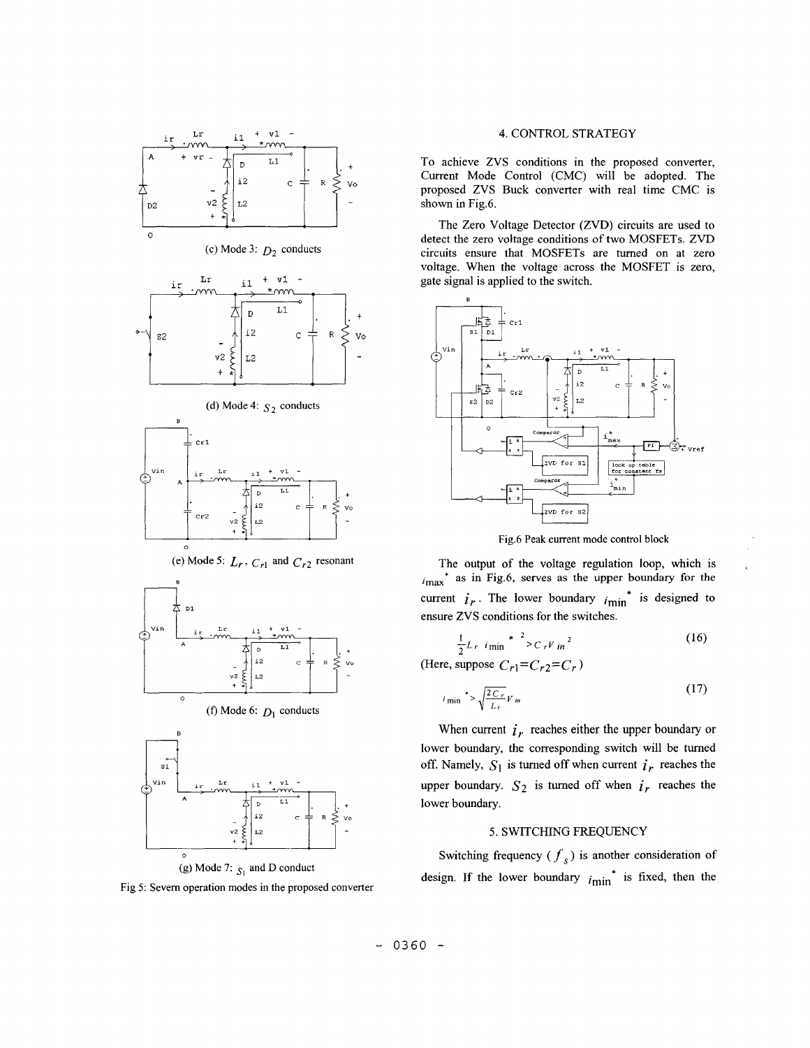(c) Mode 3: $D_2$ conducts

(d) Mode 4: $S_2$ conducts

(e) Mode 5: $L_r$, $C_{r1}$ and $C_{r2}$ resonant

(f) Mode 6: $D_1$ conducts

(g) Mode 7: $S_1$ and D conduct

Fig 5: Severn operation modes in the proposed converter

## 4. CONTROL STRATEGY

To achieve ZVS conditions in the proposed converter, Current Mode Control (CMC) will be adopted. The proposed ZVS Buck converter with real time CMC is shown in Fig.6.

The Zero Voltage Detector (ZVD) circuits are used to detect the zero voltage conditions of two MOSFETs. ZVD circuits ensure that MOSFETs are turned on at zero voltage. When the voltage across the MOSFET is zero, gate signal is applied to the switch.

Fig.6 Peak current mode control block

The output of the voltage regulation loop, which is $i_{max}^*$ as in Fig.6, serves as the upper boundary for the current $i_r$. The lower boundary $i_{min}^*$ is designed to ensure ZVS conditions for the switches.

$$\frac{1}{2} L_r \, i_{min}^{*\,2} > C_r V_{in}^2 \tag{16}$$

(Here, suppose $C_{r1}=C_{r2}=C_r$)

$$i_{min}^* > \sqrt{\frac{2C_r}{L_r}} V_{in} \tag{17}$$

When current $i_r$ reaches either the upper boundary or lower boundary, the corresponding switch will be turned off. Namely, $S_1$ is turned off when current $i_r$ reaches the upper boundary. $S_2$ is turned off when $i_r$ reaches the lower boundary.

## 5. SWITCHING FREQUENCY

Switching frequency ($f_s$) is another consideration of design. If the lower boundary $i_{min}^*$ is fixed, then the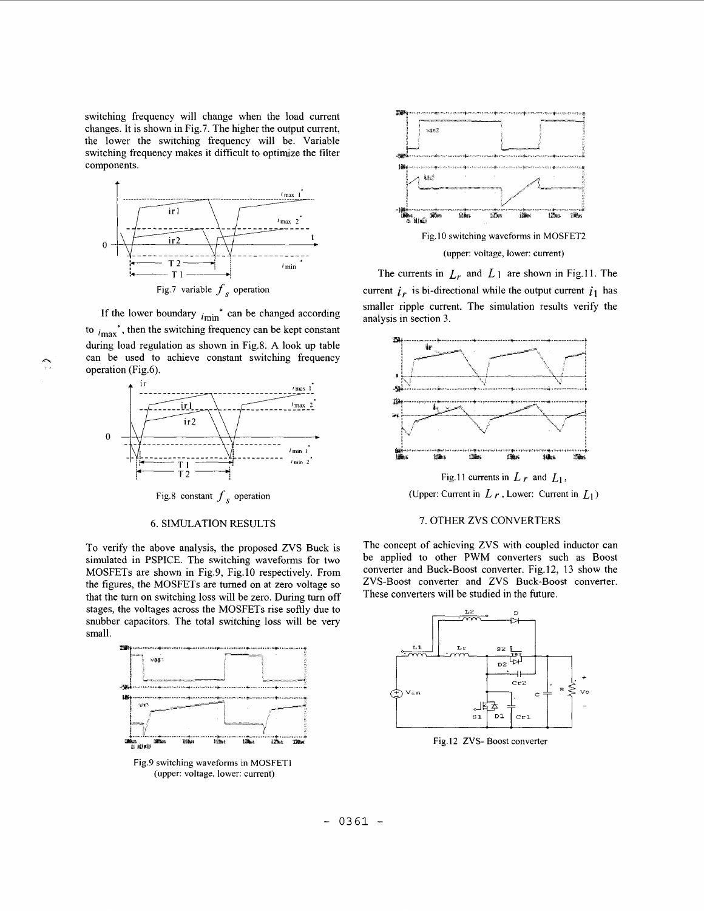switching frequency will change when the load current changes. It is shown in Fig.7. The higher the output current, the lower the switching frequency will be. Variable switching frequency makes it difficult to optimize the filter components.

$i_{max\ 1}^*$

ir1

$i_{max\ 2}^*$

ir2

0

t

T2

T1

$i_{min}^*$

Fig.7 variable $f_s$ operation

If the lower boundary $i_{min}^*$ can be changed according to $i_{max}^*$, then the switching frequency can be kept constant during load regulation as shown in Fig.8. A look up table can be used to achieve constant switching frequency operation (Fig.6).

ir

$i_{max\ 1}^*$

ir1

$i_{max\ 2}^*$

ir2

0

$i_{min\ 1}^*$

$i_{min\ 2}^*$

T1

T2

Fig.8 constant $f_s$ operation

## 6. SIMULATION RESULTS

To verify the above analysis, the proposed ZVS Buck is simulated in PSPICE. The switching waveforms for two MOSFETs are shown in Fig.9, Fig.10 respectively. From the figures, the MOSFETs are turned on at zero voltage so that the turn on switching loss will be zero. During turn off stages, the voltages across the MOSFETs rise softly due to snubber capacitors. The total switching loss will be very small.

Fig.9 switching waveforms in MOSFET1 (upper: voltage, lower: current)

Fig.10 switching waveforms in MOSFET2 (upper: voltage, lower: current)

The currents in $L_r$ and $L_1$ are shown in Fig.11. The current $i_r$ is bi-directional while the output current $i_1$ has smaller ripple current. The simulation results verify the analysis in section 3.

Fig.11 currents in $L_r$ and $L_1$, (Upper: Current in $L_r$, Lower: Current in $L_1$)

## 7. OTHER ZVS CONVERTERS

The concept of achieving ZVS with coupled inductor can be applied to other PWM converters such as Boost converter and Buck-Boost converter. Fig.12, 13 show the ZVS-Boost converter and ZVS Buck-Boost converter. These converters will be studied in the future.

L2 D L1 Lr S2 D2 Cr2 Vin C R Vo S1 D1 Cr1

Fig.12 ZVS- Boost converter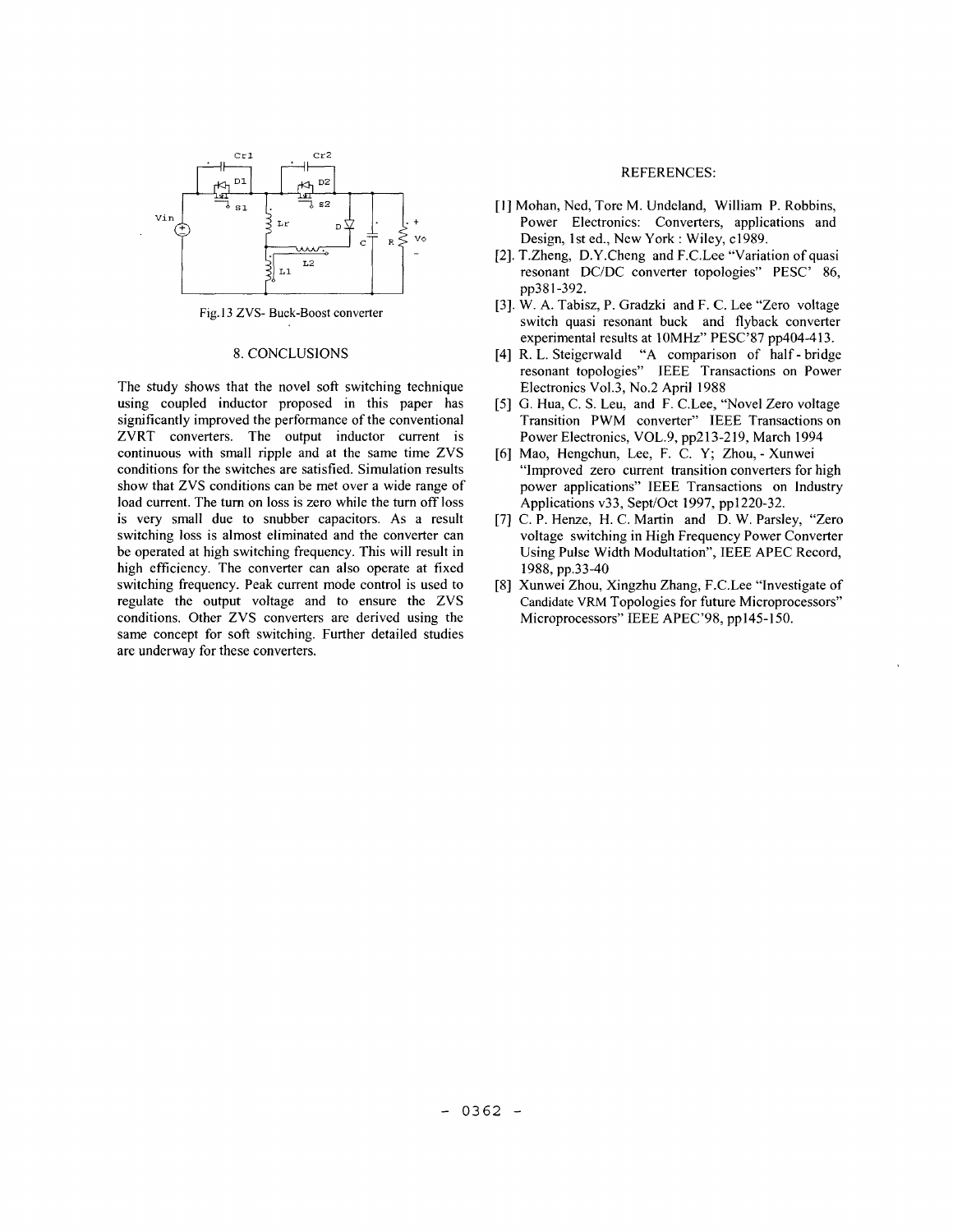Cr1 Cr2 D1 D2 S1 S2 Vin Lr D C R Vo L2 L1

Fig.13 ZVS- Buck-Boost converter

## 8. CONCLUSIONS

The study shows that the novel soft switching technique using coupled inductor proposed in this paper has significantly improved the performance of the conventional ZVRT converters. The output inductor current is continuous with small ripple and at the same time ZVS conditions for the switches are satisfied. Simulation results show that ZVS conditions can be met over a wide range of load current. The turn on loss is zero while the turn off loss is very small due to snubber capacitors. As a result switching loss is almost eliminated and the converter can be operated at high switching frequency. This will result in high efficiency. The converter can also operate at fixed switching frequency. Peak current mode control is used to regulate the output voltage and to ensure the ZVS conditions. Other ZVS converters are derived using the same concept for soft switching. Further detailed studies are underway for these converters.

## REFERENCES:

[1] Mohan, Ned, Tore M. Undeland, William P. Robbins, Power Electronics: Converters, applications and Design, 1st ed., New York : Wiley, c1989.

[2]. T.Zheng, D.Y.Cheng and F.C.Lee "Variation of quasi resonant DC/DC converter topologies" PESC' 86, pp381-392.

[3]. W. A. Tabisz, P. Gradzki and F. C. Lee "Zero voltage switch quasi resonant buck and flyback converter experimental results at 10MHz" PESC'87 pp404-413.

[4] R. L. Steigerwald "A comparison of half-bridge resonant topologies" IEEE Transactions on Power Electronics Vol.3, No.2 April 1988

[5] G. Hua, C. S. Leu, and F. C.Lee, "Novel Zero voltage Transition PWM converter" IEEE Transactions on Power Electronics, VOL.9, pp213-219, March 1994

[6] Mao, Hengchun, Lee, F. C. Y; Zhou, - Xunwei "Improved zero current transition converters for high power applications" IEEE Transactions on Industry Applications v33, Sept/Oct 1997, pp1220-32.

[7] C. P. Henze, H. C. Martin and D. W. Parsley, "Zero voltage switching in High Frequency Power Converter Using Pulse Width Modultation", IEEE APEC Record, 1988, pp.33-40

[8] Xunwei Zhou, Xingzhu Zhang, F.C.Lee "Investigate of Candidate VRM Topologies for future Microprocessors" Microprocessors" IEEE APEC'98, pp145-150.